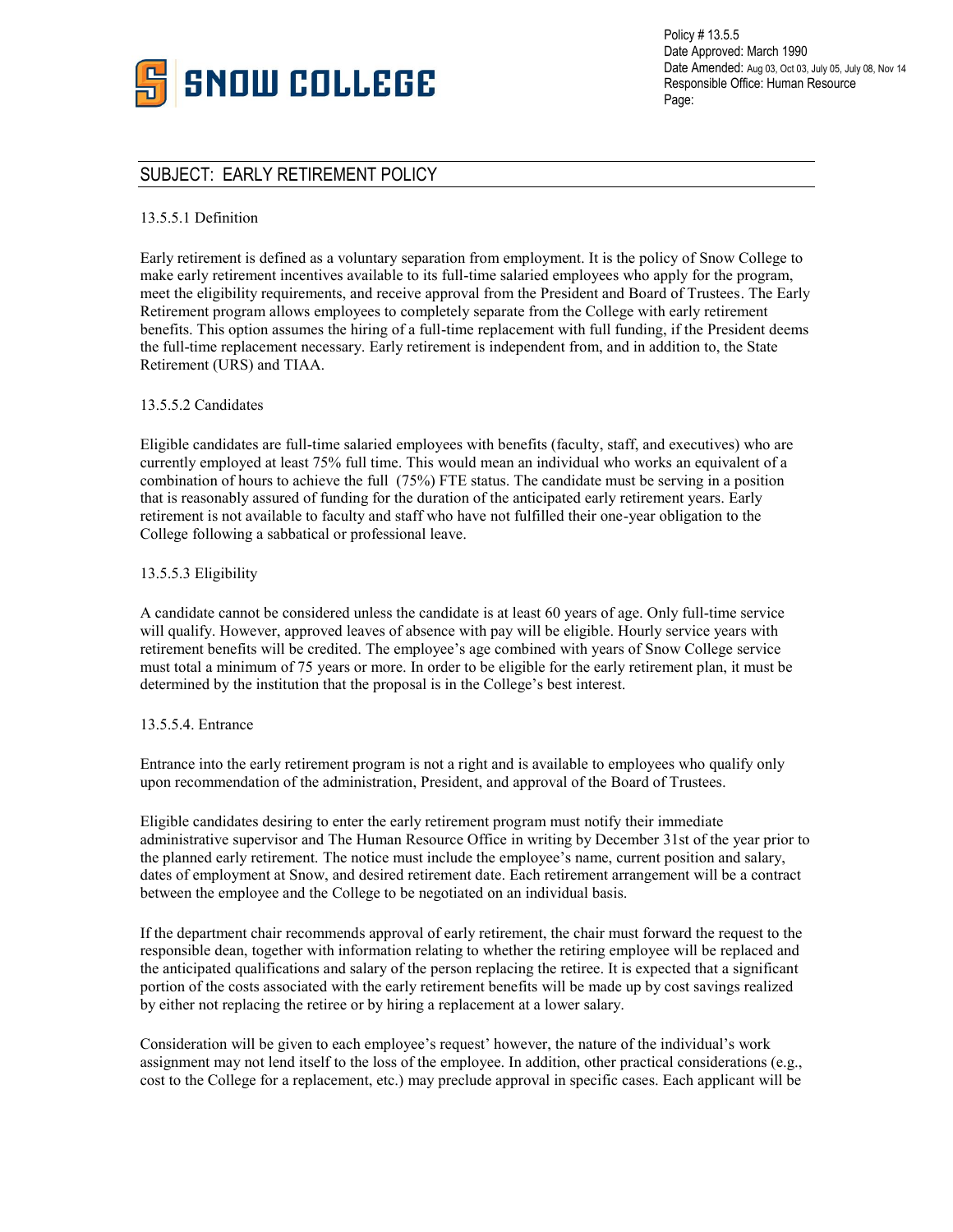Policy # 13.5.5
Date Approved: March 1990
Date Amended: Aug 03, Oct 03, July 05, July 08, Nov 14
Responsible Office: Human Resource

# SUBJECT: EARLY RETIREMENT POLICY

## 13.5.5.1 Definition

Early retirement is defined as a voluntary separation from employment. It is the policy of Snow College to make early retirement incentives available to its full-time salaried employees who apply for the program, meet the eligibility requirements, and receive approval from the President and Board of Trustees. The Early Retirement program allows employees to completely separate from the College with early retirement benefits. This option assumes the hiring of a full-time replacement with full funding, if the President deems the full-time replacement necessary. Early retirement is independent from, and in addition to, the State Retirement (URS) and TIAA.

## 13.5.5.2 Candidates

Eligible candidates are full-time salaried employees with benefits (faculty, staff, and executives) who are currently employed at least 75% full time. This would mean an individual who works an equivalent of a combination of hours to achieve the full (75%) FTE status. The candidate must be serving in a position that is reasonably assured of funding for the duration of the anticipated early retirement years. Early retirement is not available to faculty and staff who have not fulfilled their one-year obligation to the College following a sabbatical or professional leave.

## 13.5.5.3 Eligibility

A candidate cannot be considered unless the candidate is at least 60 years of age. Only full-time service will qualify. However, approved leaves of absence with pay will be eligible. Hourly service years with retirement benefits will be credited. The employee's age combined with years of Snow College service must total a minimum of 75 years or more. In order to be eligible for the early retirement plan, it must be determined by the institution that the proposal is in the College's best interest.

## 13.5.5.4. Entrance

Entrance into the early retirement program is not a right and is available to employees who qualify only upon recommendation of the administration, President, and approval of the Board of Trustees.

Eligible candidates desiring to enter the early retirement program must notify their immediate administrative supervisor and The Human Resource Office in writing by December 31st of the year prior to the planned early retirement. The notice must include the employee's name, current position and salary, dates of employment at Snow, and desired retirement date. Each retirement arrangement will be a contract between the employee and the College to be negotiated on an individual basis.

If the department chair recommends approval of early retirement, the chair must forward the request to the responsible dean, together with information relating to whether the retiring employee will be replaced and the anticipated qualifications and salary of the person replacing the retiree. It is expected that a significant portion of the costs associated with the early retirement benefits will be made up by cost savings realized by either not replacing the retiree or by hiring a replacement at a lower salary.

Consideration will be given to each employee's request' however, the nature of the individual's work assignment may not lend itself to the loss of the employee. In addition, other practical considerations (e.g., cost to the College for a replacement, etc.) may preclude approval in specific cases. Each applicant will be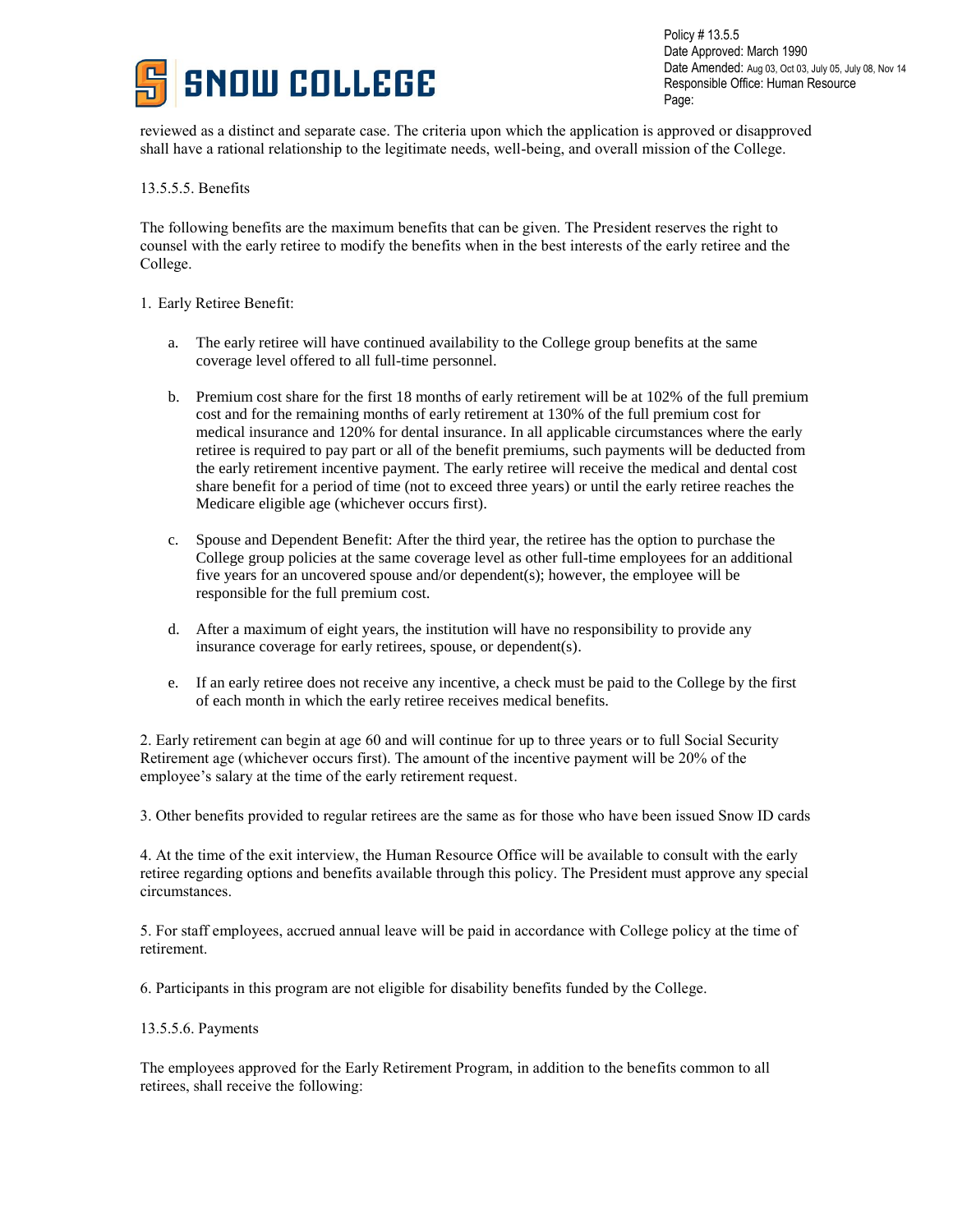reviewed as a distinct and separate case. The criteria upon which the application is approved or disapproved shall have a rational relationship to the legitimate needs, well-being, and overall mission of the College.

13.5.5.5. Benefits

The following benefits are the maximum benefits that can be given. The President reserves the right to counsel with the early retiree to modify the benefits when in the best interests of the early retiree and the College.

1. Early Retiree Benefit:

   a. The early retiree will have continued availability to the College group benefits at the same coverage level offered to all full-time personnel.

   b. Premium cost share for the first 18 months of early retirement will be at 102% of the full premium cost and for the remaining months of early retirement at 130% of the full premium cost for medical insurance and 120% for dental insurance. In all applicable circumstances where the early retiree is required to pay part or all of the benefit premiums, such payments will be deducted from the early retirement incentive payment. The early retiree will receive the medical and dental cost share benefit for a period of time (not to exceed three years) or until the early retiree reaches the Medicare eligible age (whichever occurs first).

   c. Spouse and Dependent Benefit: After the third year, the retiree has the option to purchase the College group policies at the same coverage level as other full-time employees for an additional five years for an uncovered spouse and/or dependent(s); however, the employee will be responsible for the full premium cost.

   d. After a maximum of eight years, the institution will have no responsibility to provide any insurance coverage for early retirees, spouse, or dependent(s).

   e. If an early retiree does not receive any incentive, a check must be paid to the College by the first of each month in which the early retiree receives medical benefits.

2. Early retirement can begin at age 60 and will continue for up to three years or to full Social Security Retirement age (whichever occurs first). The amount of the incentive payment will be 20% of the employee's salary at the time of the early retirement request.

3. Other benefits provided to regular retirees are the same as for those who have been issued Snow ID cards

4. At the time of the exit interview, the Human Resource Office will be available to consult with the early retiree regarding options and benefits available through this policy. The President must approve any special circumstances.

5. For staff employees, accrued annual leave will be paid in accordance with College policy at the time of retirement.

6. Participants in this program are not eligible for disability benefits funded by the College.

13.5.5.6. Payments

The employees approved for the Early Retirement Program, in addition to the benefits common to all retirees, shall receive the following: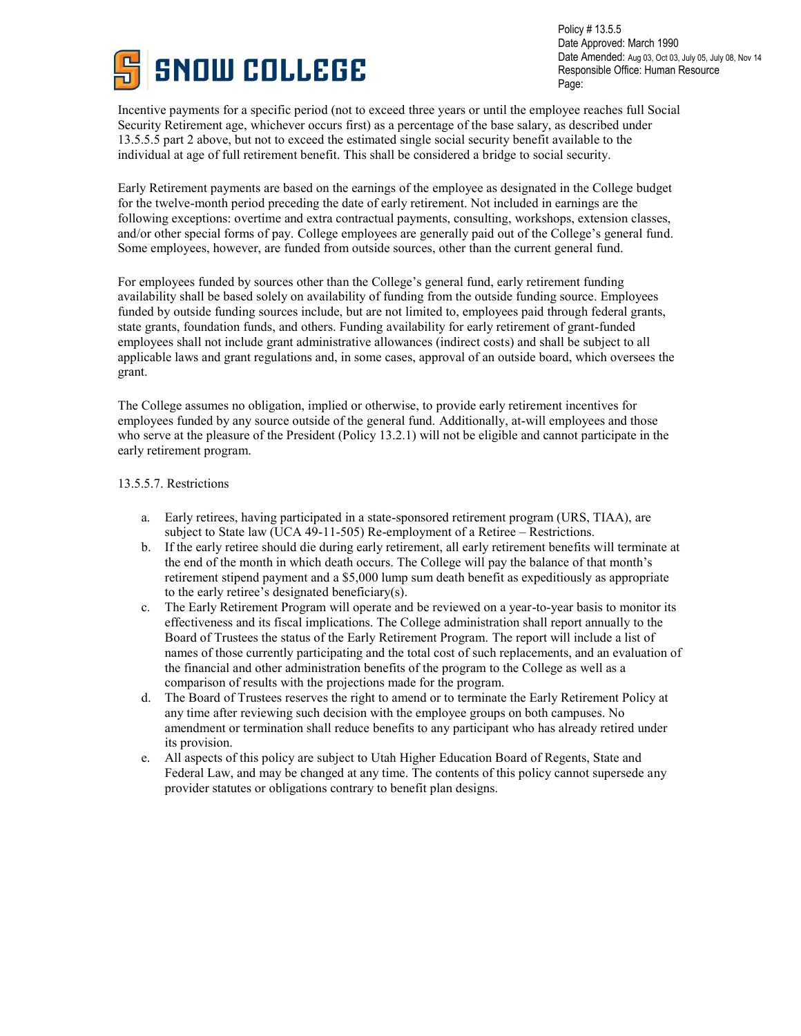Incentive payments for a specific period (not to exceed three years or until the employee reaches full Social Security Retirement age, whichever occurs first) as a percentage of the base salary, as described under 13.5.5.5 part 2 above, but not to exceed the estimated single social security benefit available to the individual at age of full retirement benefit. This shall be considered a bridge to social security.

Early Retirement payments are based on the earnings of the employee as designated in the College budget for the twelve-month period preceding the date of early retirement. Not included in earnings are the following exceptions: overtime and extra contractual payments, consulting, workshops, extension classes, and/or other special forms of pay. College employees are generally paid out of the College's general fund. Some employees, however, are funded from outside sources, other than the current general fund.

For employees funded by sources other than the College's general fund, early retirement funding availability shall be based solely on availability of funding from the outside funding source. Employees funded by outside funding sources include, but are not limited to, employees paid through federal grants, state grants, foundation funds, and others. Funding availability for early retirement of grant-funded employees shall not include grant administrative allowances (indirect costs) and shall be subject to all applicable laws and grant regulations and, in some cases, approval of an outside board, which oversees the grant.

The College assumes no obligation, implied or otherwise, to provide early retirement incentives for employees funded by any source outside of the general fund. Additionally, at-will employees and those who serve at the pleasure of the President (Policy 13.2.1) will not be eligible and cannot participate in the early retirement program.

13.5.5.7. Restrictions

a. Early retirees, having participated in a state-sponsored retirement program (URS, TIAA), are subject to State law (UCA 49-11-505) Re-employment of a Retiree – Restrictions.
b. If the early retiree should die during early retirement, all early retirement benefits will terminate at the end of the month in which death occurs. The College will pay the balance of that month's retirement stipend payment and a $5,000 lump sum death benefit as expeditiously as appropriate to the early retiree's designated beneficiary(s).
c. The Early Retirement Program will operate and be reviewed on a year-to-year basis to monitor its effectiveness and its fiscal implications. The College administration shall report annually to the Board of Trustees the status of the Early Retirement Program. The report will include a list of names of those currently participating and the total cost of such replacements, and an evaluation of the financial and other administration benefits of the program to the College as well as a comparison of results with the projections made for the program.
d. The Board of Trustees reserves the right to amend or to terminate the Early Retirement Policy at any time after reviewing such decision with the employee groups on both campuses. No amendment or termination shall reduce benefits to any participant who has already retired under its provision.
e. All aspects of this policy are subject to Utah Higher Education Board of Regents, State and Federal Law, and may be changed at any time. The contents of this policy cannot supersede any provider statutes or obligations contrary to benefit plan designs.